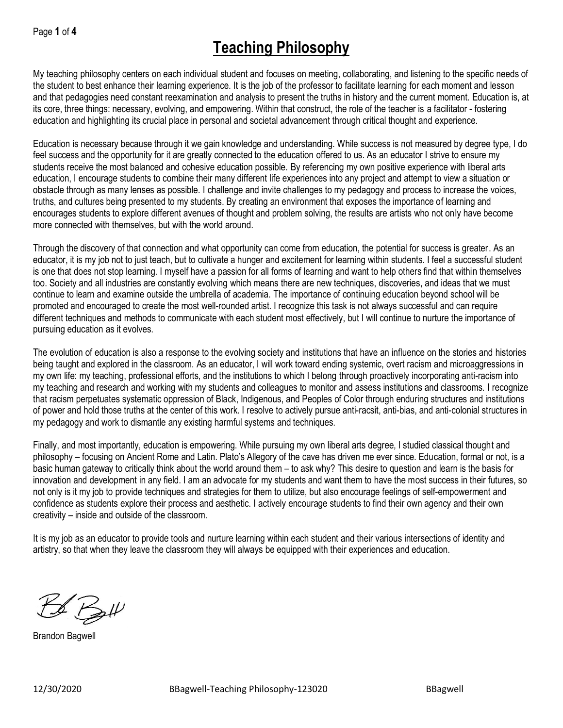# Teaching Philosophy

My teaching philosophy centers on each individual student and focuses on meeting, collaborating, and listening to the specific needs of the student to best enhance their learning experience. It is the job of the professor to facilitate learning for each moment and lesson and that pedagogies need constant reexamination and analysis to present the truths in history and the current moment. Education is, at its core, three things: necessary, evolving, and empowering. Within that construct, the role of the teacher is a facilitator - fostering education and highlighting its crucial place in personal and societal advancement through critical thought and experience.

Education is necessary because through it we gain knowledge and understanding. While success is not measured by degree type, I do feel success and the opportunity for it are greatly connected to the education offered to us. As an educator I strive to ensure my students receive the most balanced and cohesive education possible. By referencing my own positive experience with liberal arts education, I encourage students to combine their many different life experiences into any project and attempt to view a situation or obstacle through as many lenses as possible. I challenge and invite challenges to my pedagogy and process to increase the voices, truths, and cultures being presented to my students. By creating an environment that exposes the importance of learning and encourages students to explore different avenues of thought and problem solving, the results are artists who not only have become more connected with themselves, but with the world around.

Through the discovery of that connection and what opportunity can come from education, the potential for success is greater. As an educator, it is my job not to just teach, but to cultivate a hunger and excitement for learning within students. I feel a successful student is one that does not stop learning. I myself have a passion for all forms of learning and want to help others find that within themselves too. Society and all industries are constantly evolving which means there are new techniques, discoveries, and ideas that we must continue to learn and examine outside the umbrella of academia. The importance of continuing education beyond school will be promoted and encouraged to create the most well-rounded artist. I recognize this task is not always successful and can require different techniques and methods to communicate with each student most effectively, but I will continue to nurture the importance of pursuing education as it evolves.

The evolution of education is also a response to the evolving society and institutions that have an influence on the stories and histories being taught and explored in the classroom. As an educator, I will work toward ending systemic, overt racism and microaggressions in my own life: my teaching, professional efforts, and the institutions to which I belong through proactively incorporating anti-racism into my teaching and research and working with my students and colleagues to monitor and assess institutions and classrooms. I recognize that racism perpetuates systematic oppression of Black, Indigenous, and Peoples of Color through enduring structures and institutions of power and hold those truths at the center of this work. I resolve to actively pursue anti-racsit, anti-bias, and anti-colonial structures in my pedagogy and work to dismantle any existing harmful systems and techniques.

Finally, and most importantly, education is empowering. While pursuing my own liberal arts degree, I studied classical thought and philosophy – focusing on Ancient Rome and Latin. Plato's Allegory of the cave has driven me ever since. Education, formal or not, is a basic human gateway to critically think about the world around them – to ask why? This desire to question and learn is the basis for innovation and development in any field. I am an advocate for my students and want them to have the most success in their futures, so not only is it my job to provide techniques and strategies for them to utilize, but also encourage feelings of self-empowerment and confidence as students explore their process and aesthetic. I actively encourage students to find their own agency and their own creativity – inside and outside of the classroom.

It is my job as an educator to provide tools and nurture learning within each student and their various intersections of identity and artistry, so that when they leave the classroom they will always be equipped with their experiences and education.

Brandon Bagwell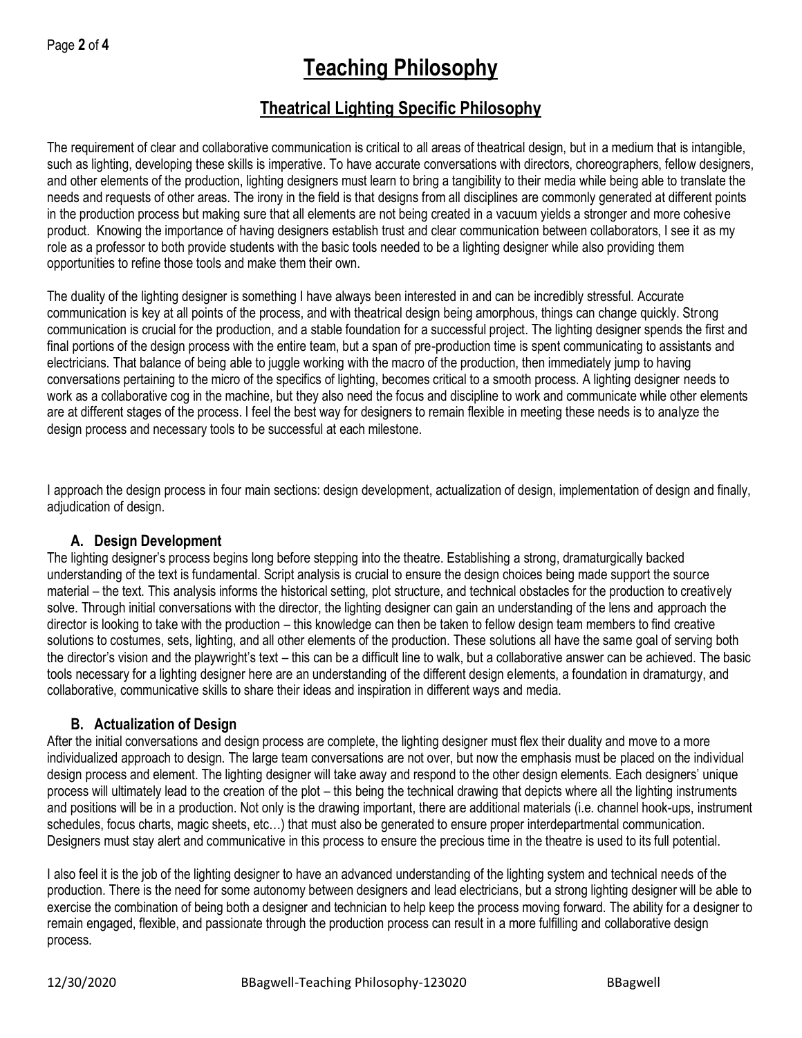# Teaching Philosophy

## Theatrical Lighting Specific Philosophy

The requirement of clear and collaborative communication is critical to all areas of theatrical design, but in a medium that is intangible, such as lighting, developing these skills is imperative. To have accurate conversations with directors, choreographers, fellow designers, and other elements of the production, lighting designers must learn to bring a tangibility to their media while being able to translate the needs and requests of other areas. The irony in the field is that designs from all disciplines are commonly generated at different points in the production process but making sure that all elements are not being created in a vacuum yields a stronger and more cohesive product. Knowing the importance of having designers establish trust and clear communication between collaborators, I see it as my role as a professor to both provide students with the basic tools needed to be a lighting designer while also providing them opportunities to refine those tools and make them their own.

The duality of the lighting designer is something I have always been interested in and can be incredibly stressful. Accurate communication is key at all points of the process, and with theatrical design being amorphous, things can change quickly. Strong communication is crucial for the production, and a stable foundation for a successful project. The lighting designer spends the first and final portions of the design process with the entire team, but a span of pre-production time is spent communicating to assistants and electricians. That balance of being able to juggle working with the macro of the production, then immediately jump to having conversations pertaining to the micro of the specifics of lighting, becomes critical to a smooth process. A lighting designer needs to work as a collaborative cog in the machine, but they also need the focus and discipline to work and communicate while other elements are at different stages of the process. I feel the best way for designers to remain flexible in meeting these needs is to analyze the design process and necessary tools to be successful at each milestone.

I approach the design process in four main sections: design development, actualization of design, implementation of design and finally, adjudication of design.

### A. Design Development

The lighting designer's process begins long before stepping into the theatre. Establishing a strong, dramaturgically backed understanding of the text is fundamental. Script analysis is crucial to ensure the design choices being made support the source material – the text. This analysis informs the historical setting, plot structure, and technical obstacles for the production to creatively solve. Through initial conversations with the director, the lighting designer can gain an understanding of the lens and approach the director is looking to take with the production – this knowledge can then be taken to fellow design team members to find creative solutions to costumes, sets, lighting, and all other elements of the production. These solutions all have the same goal of serving both the director's vision and the playwright's text – this can be a difficult line to walk, but a collaborative answer can be achieved. The basic tools necessary for a lighting designer here are an understanding of the different design elements, a foundation in dramaturgy, and collaborative, communicative skills to share their ideas and inspiration in different ways and media.

### B. Actualization of Design

After the initial conversations and design process are complete, the lighting designer must flex their duality and move to a more individualized approach to design. The large team conversations are not over, but now the emphasis must be placed on the individual design process and element. The lighting designer will take away and respond to the other design elements. Each designers' unique process will ultimately lead to the creation of the plot – this being the technical drawing that depicts where all the lighting instruments and positions will be in a production. Not only is the drawing important, there are additional materials (i.e. channel hook-ups, instrument schedules, focus charts, magic sheets, etc…) that must also be generated to ensure proper interdepartmental communication. Designers must stay alert and communicative in this process to ensure the precious time in the theatre is used to its full potential.

I also feel it is the job of the lighting designer to have an advanced understanding of the lighting system and technical needs of the production. There is the need for some autonomy between designers and lead electricians, but a strong lighting designer will be able to exercise the combination of being both a designer and technician to help keep the process moving forward. The ability for a designer to remain engaged, flexible, and passionate through the production process can result in a more fulfilling and collaborative design process.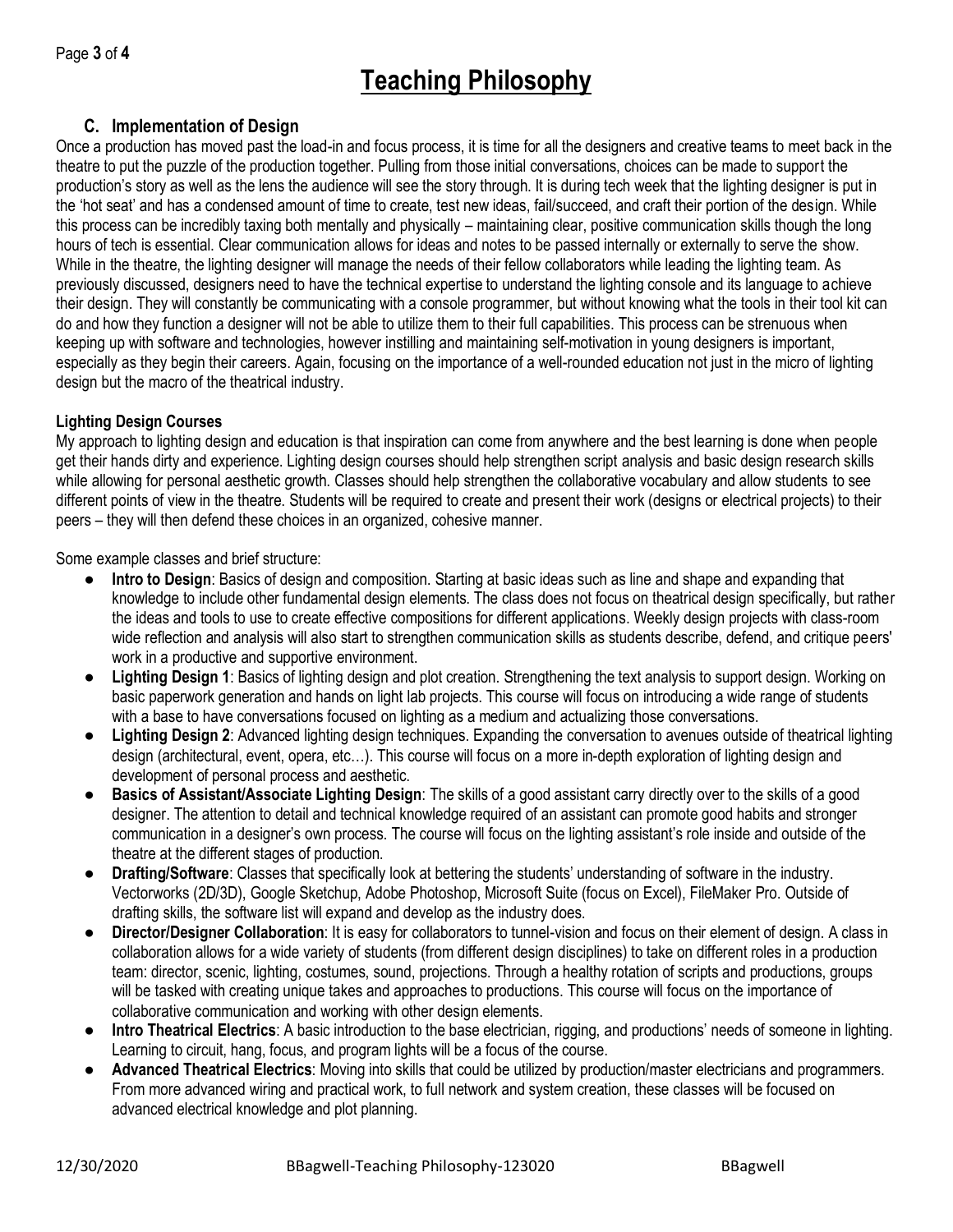# Teaching Philosophy

### C. Implementation of Design

Once a production has moved past the load-in and focus process, it is time for all the designers and creative teams to meet back in the theatre to put the puzzle of the production together. Pulling from those initial conversations, choices can be made to support the production's story as well as the lens the audience will see the story through. It is during tech week that the lighting designer is put in the 'hot seat' and has a condensed amount of time to create, test new ideas, fail/succeed, and craft their portion of the design. While this process can be incredibly taxing both mentally and physically – maintaining clear, positive communication skills though the long hours of tech is essential. Clear communication allows for ideas and notes to be passed internally or externally to serve the show. While in the theatre, the lighting designer will manage the needs of their fellow collaborators while leading the lighting team. As previously discussed, designers need to have the technical expertise to understand the lighting console and its language to achieve their design. They will constantly be communicating with a console programmer, but without knowing what the tools in their tool kit can do and how they function a designer will not be able to utilize them to their full capabilities. This process can be strenuous when keeping up with software and technologies, however instilling and maintaining self-motivation in young designers is important, especially as they begin their careers. Again, focusing on the importance of a well-rounded education not just in the micro of lighting design but the macro of the theatrical industry.

**Lighting Design Courses**

My approach to lighting design and education is that inspiration can come from anywhere and the best learning is done when people get their hands dirty and experience. Lighting design courses should help strengthen script analysis and basic design research skills while allowing for personal aesthetic growth. Classes should help strengthen the collaborative vocabulary and allow students to see different points of view in the theatre. Students will be required to create and present their work (designs or electrical projects) to their peers – they will then defend these choices in an organized, cohesive manner.

Some example classes and brief structure:

- **Intro to Design**: Basics of design and composition. Starting at basic ideas such as line and shape and expanding that knowledge to include other fundamental design elements. The class does not focus on theatrical design specifically, but rather the ideas and tools to use to create effective compositions for different applications. Weekly design projects with class-room wide reflection and analysis will also start to strengthen communication skills as students describe, defend, and critique peers' work in a productive and supportive environment.
- **Lighting Design 1**: Basics of lighting design and plot creation. Strengthening the text analysis to support design. Working on basic paperwork generation and hands on light lab projects. This course will focus on introducing a wide range of students with a base to have conversations focused on lighting as a medium and actualizing those conversations.
- **Lighting Design 2**: Advanced lighting design techniques. Expanding the conversation to avenues outside of theatrical lighting design (architectural, event, opera, etc…). This course will focus on a more in-depth exploration of lighting design and development of personal process and aesthetic.
- **Basics of Assistant/Associate Lighting Design**: The skills of a good assistant carry directly over to the skills of a good designer. The attention to detail and technical knowledge required of an assistant can promote good habits and stronger communication in a designer's own process. The course will focus on the lighting assistant's role inside and outside of the theatre at the different stages of production.
- **Drafting/Software**: Classes that specifically look at bettering the students' understanding of software in the industry. Vectorworks (2D/3D), Google Sketchup, Adobe Photoshop, Microsoft Suite (focus on Excel), FileMaker Pro. Outside of drafting skills, the software list will expand and develop as the industry does.
- **Director/Designer Collaboration**: It is easy for collaborators to tunnel-vision and focus on their element of design. A class in collaboration allows for a wide variety of students (from different design disciplines) to take on different roles in a production team: director, scenic, lighting, costumes, sound, projections. Through a healthy rotation of scripts and productions, groups will be tasked with creating unique takes and approaches to productions. This course will focus on the importance of collaborative communication and working with other design elements.
- **Intro Theatrical Electrics**: A basic introduction to the base electrician, rigging, and productions' needs of someone in lighting. Learning to circuit, hang, focus, and program lights will be a focus of the course.
- **Advanced Theatrical Electrics**: Moving into skills that could be utilized by production/master electricians and programmers. From more advanced wiring and practical work, to full network and system creation, these classes will be focused on advanced electrical knowledge and plot planning.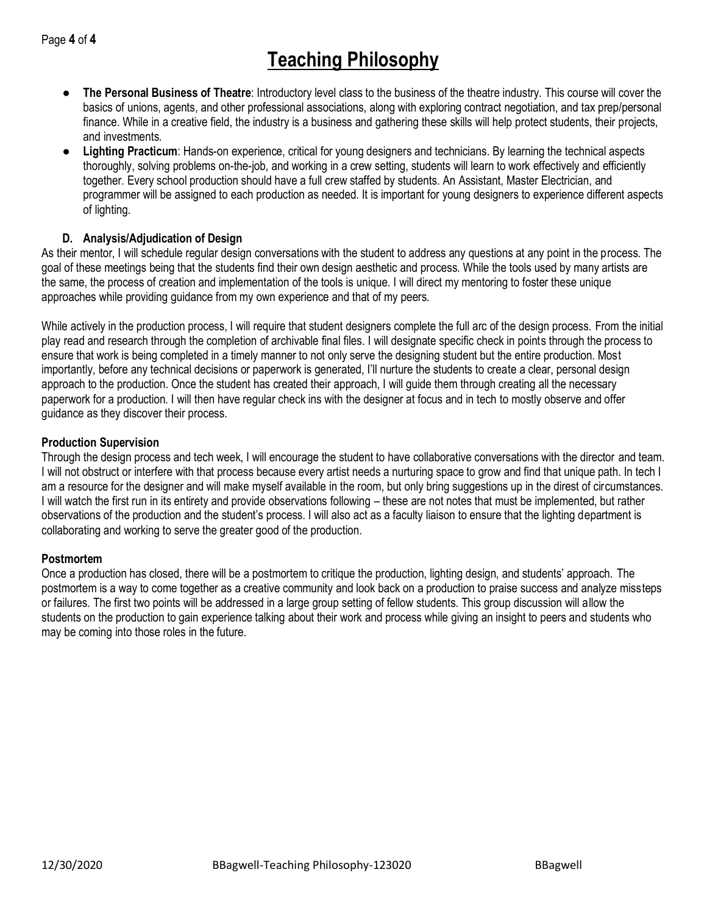# Teaching Philosophy

- **The Personal Business of Theatre**: Introductory level class to the business of the theatre industry. This course will cover the basics of unions, agents, and other professional associations, along with exploring contract negotiation, and tax prep/personal finance. While in a creative field, the industry is a business and gathering these skills will help protect students, their projects, and investments.
- **Lighting Practicum**: Hands-on experience, critical for young designers and technicians. By learning the technical aspects thoroughly, solving problems on-the-job, and working in a crew setting, students will learn to work effectively and efficiently together. Every school production should have a full crew staffed by students. An Assistant, Master Electrician, and programmer will be assigned to each production as needed. It is important for young designers to experience different aspects of lighting.

### D. Analysis/Adjudication of Design

As their mentor, I will schedule regular design conversations with the student to address any questions at any point in the process. The goal of these meetings being that the students find their own design aesthetic and process. While the tools used by many artists are the same, the process of creation and implementation of the tools is unique. I will direct my mentoring to foster these unique approaches while providing guidance from my own experience and that of my peers.

While actively in the production process, I will require that student designers complete the full arc of the design process. From the initial play read and research through the completion of archivable final files. I will designate specific check in points through the process to ensure that work is being completed in a timely manner to not only serve the designing student but the entire production. Most importantly, before any technical decisions or paperwork is generated, I'll nurture the students to create a clear, personal design approach to the production. Once the student has created their approach, I will guide them through creating all the necessary paperwork for a production. I will then have regular check ins with the designer at focus and in tech to mostly observe and offer guidance as they discover their process.

### Production Supervision

Through the design process and tech week, I will encourage the student to have collaborative conversations with the director and team. I will not obstruct or interfere with that process because every artist needs a nurturing space to grow and find that unique path. In tech I am a resource for the designer and will make myself available in the room, but only bring suggestions up in the direst of circumstances. I will watch the first run in its entirety and provide observations following – these are not notes that must be implemented, but rather observations of the production and the student's process. I will also act as a faculty liaison to ensure that the lighting department is collaborating and working to serve the greater good of the production.

### Postmortem

Once a production has closed, there will be a postmortem to critique the production, lighting design, and students' approach. The postmortem is a way to come together as a creative community and look back on a production to praise success and analyze missteps or failures. The first two points will be addressed in a large group setting of fellow students. This group discussion will allow the students on the production to gain experience talking about their work and process while giving an insight to peers and students who may be coming into those roles in the future.